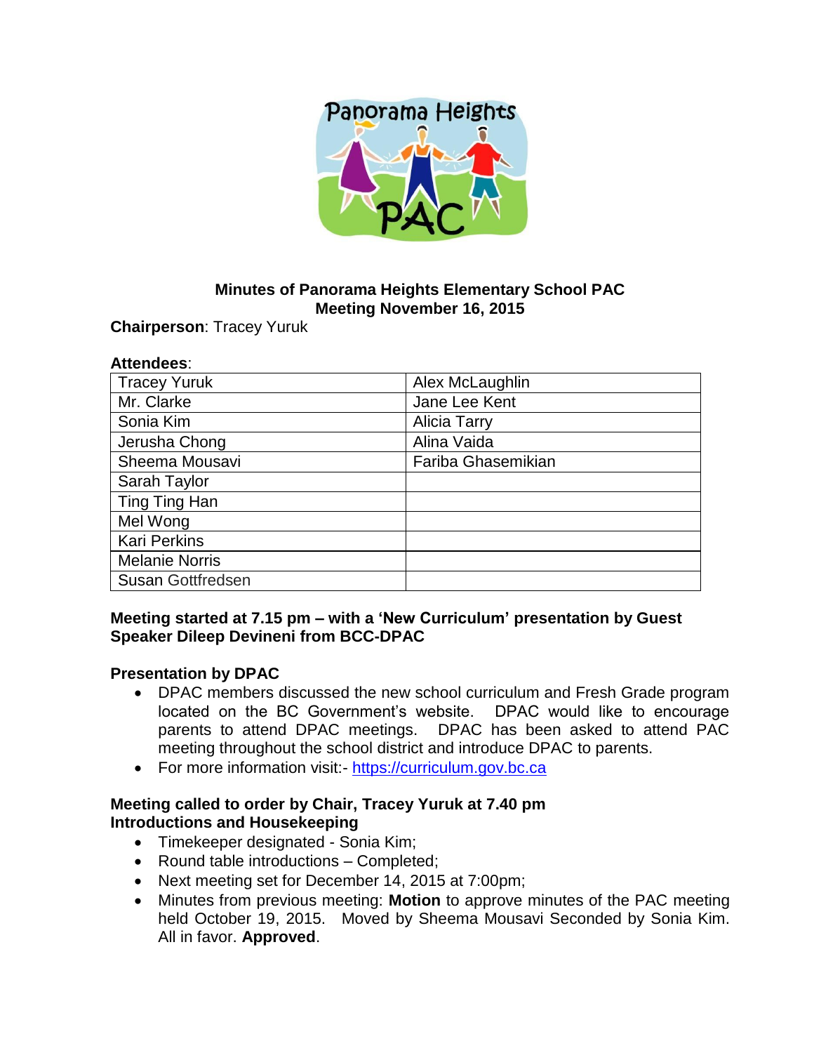# Minutes of Panorama Heights Elementary School PAC
## Meeting November 16, 2015

**Chairperson**: Tracey Yuruk

**Attendees**:

| | |
|---|---|
| Tracey Yuruk | Alex McLaughlin |
| Mr. Clarke | Jane Lee Kent |
| Sonia Kim | Alicia Tarry |
| Jerusha Chong | Alina Vaida |
| Sheema Mousavi | Fariba Ghasemikian |
| Sarah Taylor | |
| Ting Ting Han | |
| Mel Wong | |
| Kari Perkins | |
| Melanie Norris | |
| Susan Gottfredsen | |

**Meeting started at 7.15 pm – with a 'New Curriculum' presentation by Guest Speaker Dileep Devineni from BCC-DPAC**

**Presentation by DPAC**

- DPAC members discussed the new school curriculum and Fresh Grade program located on the BC Government's website. DPAC would like to encourage parents to attend DPAC meetings. DPAC has been asked to attend PAC meeting throughout the school district and introduce DPAC to parents.
- For more information visit:- https://curriculum.gov.bc.ca

**Meeting called to order by Chair, Tracey Yuruk at 7.40 pm**
**Introductions and Housekeeping**

- Timekeeper designated - Sonia Kim;
- Round table introductions – Completed;
- Next meeting set for December 14, 2015 at 7:00pm;
- Minutes from previous meeting: **Motion** to approve minutes of the PAC meeting held October 19, 2015. Moved by Sheema Mousavi Seconded by Sonia Kim. All in favor. **Approved**.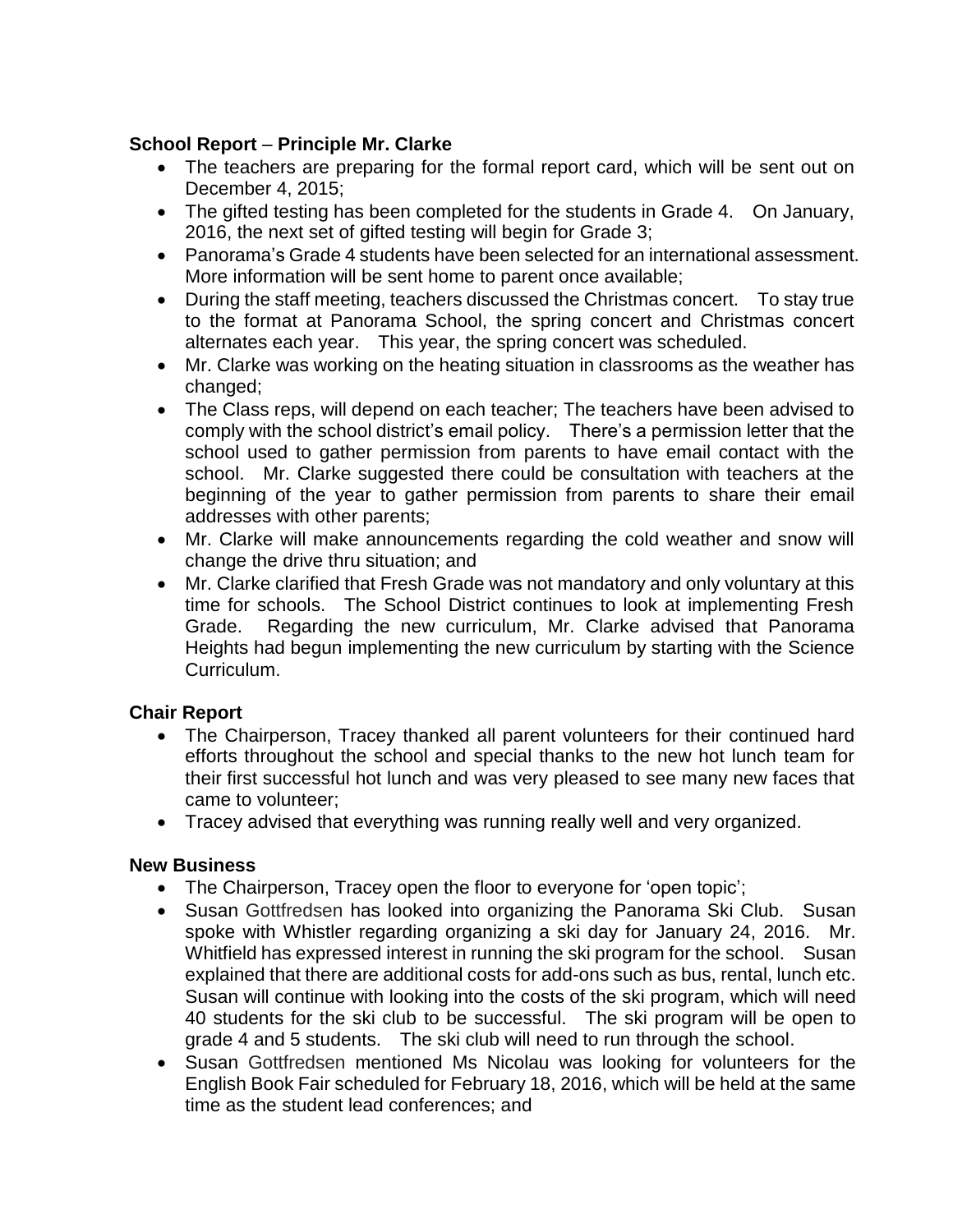**School Report** – **Principle Mr. Clarke**

- The teachers are preparing for the formal report card, which will be sent out on December 4, 2015;
- The gifted testing has been completed for the students in Grade 4. On January, 2016, the next set of gifted testing will begin for Grade 3;
- Panorama's Grade 4 students have been selected for an international assessment. More information will be sent home to parent once available;
- During the staff meeting, teachers discussed the Christmas concert. To stay true to the format at Panorama School, the spring concert and Christmas concert alternates each year. This year, the spring concert was scheduled.
- Mr. Clarke was working on the heating situation in classrooms as the weather has changed;
- The Class reps, will depend on each teacher; The teachers have been advised to comply with the school district's email policy. There's a permission letter that the school used to gather permission from parents to have email contact with the school. Mr. Clarke suggested there could be consultation with teachers at the beginning of the year to gather permission from parents to share their email addresses with other parents;
- Mr. Clarke will make announcements regarding the cold weather and snow will change the drive thru situation; and
- Mr. Clarke clarified that Fresh Grade was not mandatory and only voluntary at this time for schools. The School District continues to look at implementing Fresh Grade. Regarding the new curriculum, Mr. Clarke advised that Panorama Heights had begun implementing the new curriculum by starting with the Science Curriculum.

**Chair Report**

- The Chairperson, Tracey thanked all parent volunteers for their continued hard efforts throughout the school and special thanks to the new hot lunch team for their first successful hot lunch and was very pleased to see many new faces that came to volunteer;
- Tracey advised that everything was running really well and very organized.

**New Business**

- The Chairperson, Tracey open the floor to everyone for 'open topic';
- Susan Gottfredsen has looked into organizing the Panorama Ski Club. Susan spoke with Whistler regarding organizing a ski day for January 24, 2016. Mr. Whitfield has expressed interest in running the ski program for the school. Susan explained that there are additional costs for add-ons such as bus, rental, lunch etc. Susan will continue with looking into the costs of the ski program, which will need 40 students for the ski club to be successful. The ski program will be open to grade 4 and 5 students. The ski club will need to run through the school.
- Susan Gottfredsen mentioned Ms Nicolau was looking for volunteers for the English Book Fair scheduled for February 18, 2016, which will be held at the same time as the student lead conferences; and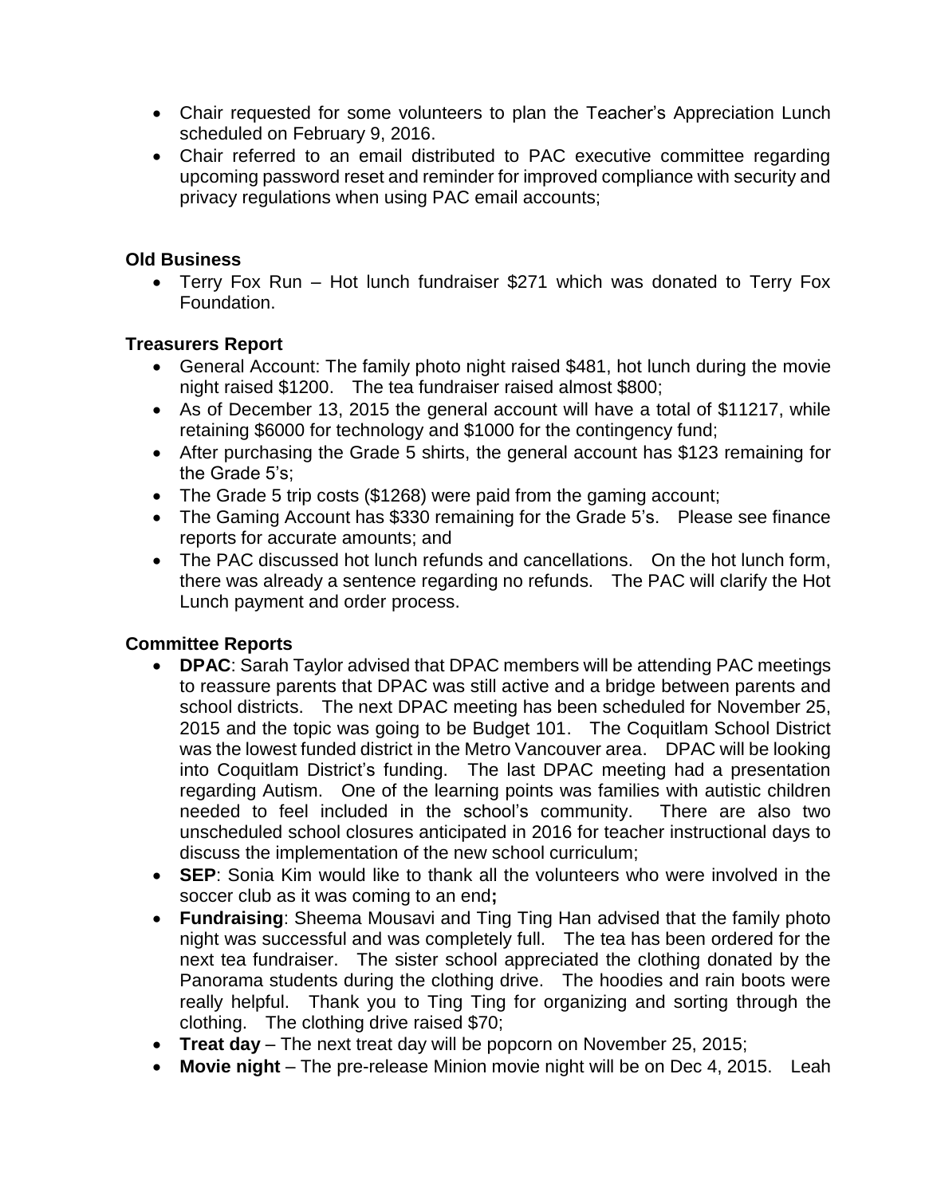- Chair requested for some volunteers to plan the Teacher's Appreciation Lunch scheduled on February 9, 2016.
- Chair referred to an email distributed to PAC executive committee regarding upcoming password reset and reminder for improved compliance with security and privacy regulations when using PAC email accounts;

**Old Business**

- Terry Fox Run – Hot lunch fundraiser $271 which was donated to Terry Fox Foundation.

**Treasurers Report**

- General Account: The family photo night raised $481, hot lunch during the movie night raised $1200. The tea fundraiser raised almost $800;
- As of December 13, 2015 the general account will have a total of $11217, while retaining $6000 for technology and $1000 for the contingency fund;
- After purchasing the Grade 5 shirts, the general account has $123 remaining for the Grade 5's;
- The Grade 5 trip costs ($1268) were paid from the gaming account;
- The Gaming Account has $330 remaining for the Grade 5's. Please see finance reports for accurate amounts; and
- The PAC discussed hot lunch refunds and cancellations. On the hot lunch form, there was already a sentence regarding no refunds. The PAC will clarify the Hot Lunch payment and order process.

**Committee Reports**

- **DPAC**: Sarah Taylor advised that DPAC members will be attending PAC meetings to reassure parents that DPAC was still active and a bridge between parents and school districts. The next DPAC meeting has been scheduled for November 25, 2015 and the topic was going to be Budget 101. The Coquitlam School District was the lowest funded district in the Metro Vancouver area. DPAC will be looking into Coquitlam District's funding. The last DPAC meeting had a presentation regarding Autism. One of the learning points was families with autistic children needed to feel included in the school's community. There are also two unscheduled school closures anticipated in 2016 for teacher instructional days to discuss the implementation of the new school curriculum;
- **SEP**: Sonia Kim would like to thank all the volunteers who were involved in the soccer club as it was coming to an end**;**
- **Fundraising**: Sheema Mousavi and Ting Ting Han advised that the family photo night was successful and was completely full. The tea has been ordered for the next tea fundraiser. The sister school appreciated the clothing donated by the Panorama students during the clothing drive. The hoodies and rain boots were really helpful. Thank you to Ting Ting for organizing and sorting through the clothing. The clothing drive raised $70;
- **Treat day** – The next treat day will be popcorn on November 25, 2015;
- **Movie night** – The pre-release Minion movie night will be on Dec 4, 2015. Leah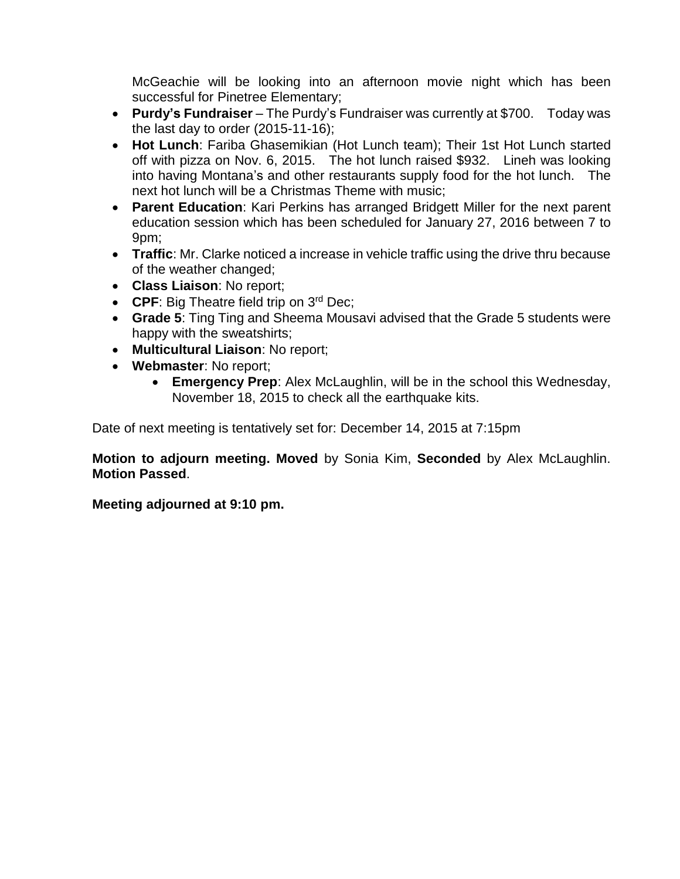McGeachie will be looking into an afternoon movie night which has been successful for Pinetree Elementary;

- **Purdy's Fundraiser** – The Purdy's Fundraiser was currently at $700. Today was the last day to order (2015-11-16);
- **Hot Lunch**: Fariba Ghasemikian (Hot Lunch team); Their 1st Hot Lunch started off with pizza on Nov. 6, 2015. The hot lunch raised $932. Lineh was looking into having Montana's and other restaurants supply food for the hot lunch. The next hot lunch will be a Christmas Theme with music;
- **Parent Education**: Kari Perkins has arranged Bridgett Miller for the next parent education session which has been scheduled for January 27, 2016 between 7 to 9pm;
- **Traffic**: Mr. Clarke noticed a increase in vehicle traffic using the drive thru because of the weather changed;
- **Class Liaison**: No report;
- **CPF**: Big Theatre field trip on 3rd Dec;
- **Grade 5**: Ting Ting and Sheema Mousavi advised that the Grade 5 students were happy with the sweatshirts;
- **Multicultural Liaison**: No report;
- **Webmaster**: No report;
    - **Emergency Prep**: Alex McLaughlin, will be in the school this Wednesday, November 18, 2015 to check all the earthquake kits.

Date of next meeting is tentatively set for: December 14, 2015 at 7:15pm

**Motion to adjourn meeting. Moved** by Sonia Kim, **Seconded** by Alex McLaughlin. **Motion Passed**.

**Meeting adjourned at 9:10 pm.**